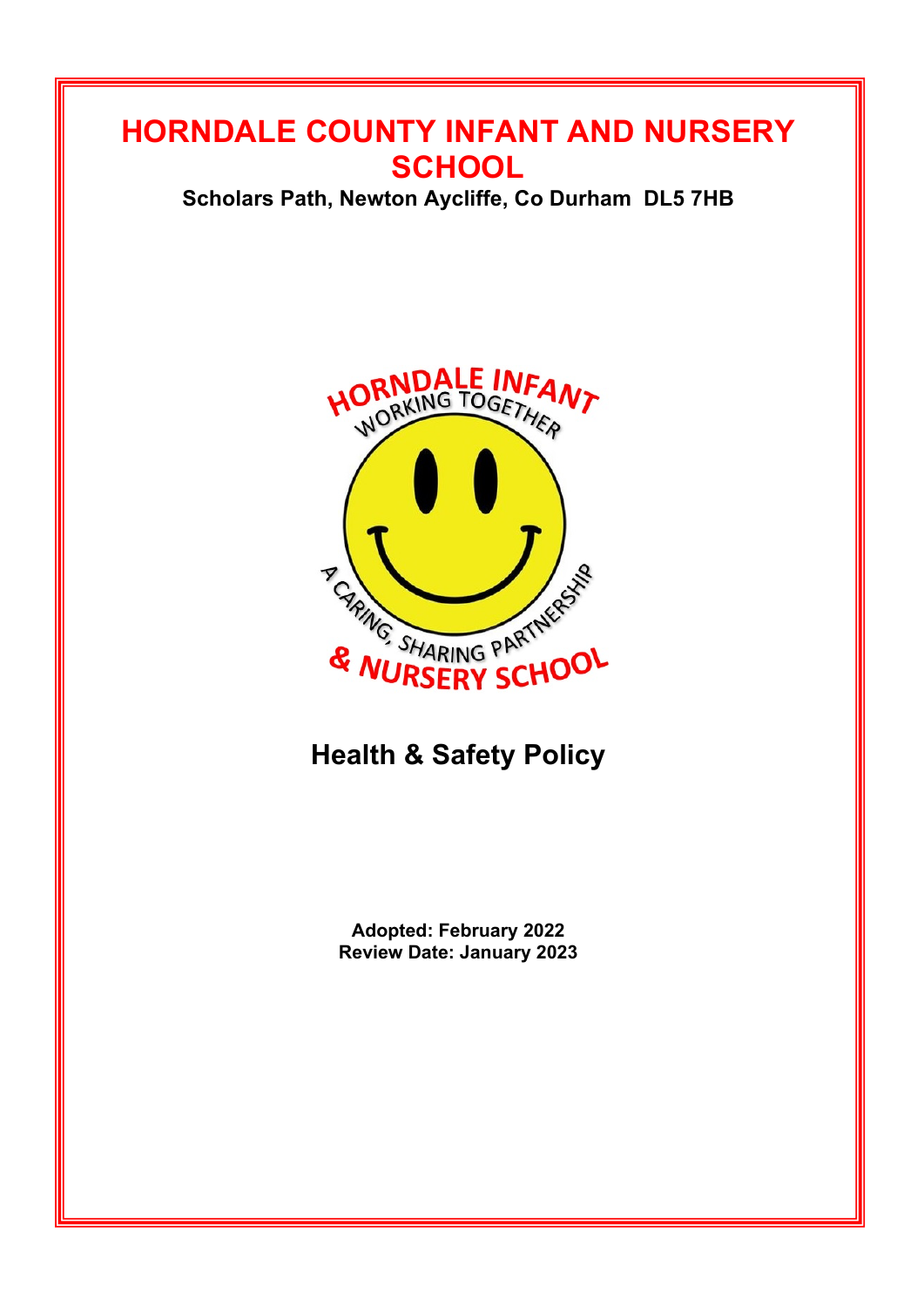# HORNDALE COUNTY INFANT AND NURSERY SCHOOL

**Scholars Path, Newton Aycliffe, Co Durham DL5 7HB**

## Health & Safety Policy

**Adopted: February 2022**
**Review Date: January 2023**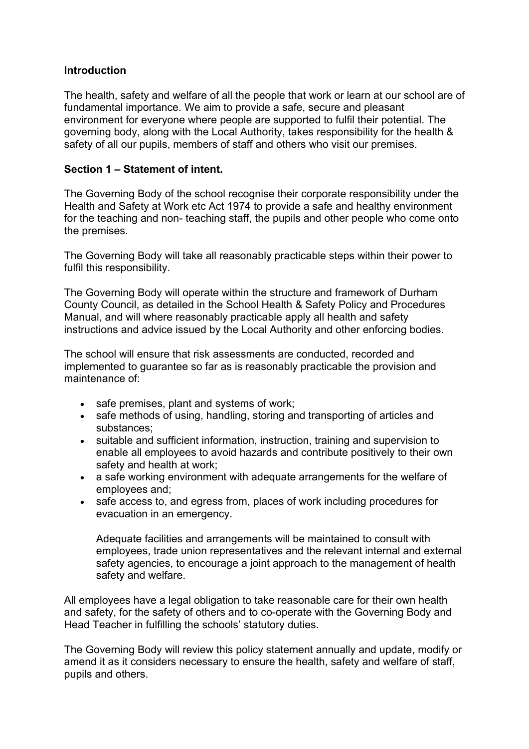**Introduction**

The health, safety and welfare of all the people that work or learn at our school are of fundamental importance. We aim to provide a safe, secure and pleasant environment for everyone where people are supported to fulfil their potential. The governing body, along with the Local Authority, takes responsibility for the health & safety of all our pupils, members of staff and others who visit our premises.

**Section 1 – Statement of intent.**

The Governing Body of the school recognise their corporate responsibility under the Health and Safety at Work etc Act 1974 to provide a safe and healthy environment for the teaching and non- teaching staff, the pupils and other people who come onto the premises.

The Governing Body will take all reasonably practicable steps within their power to fulfil this responsibility.

The Governing Body will operate within the structure and framework of Durham County Council, as detailed in the School Health & Safety Policy and Procedures Manual, and will where reasonably practicable apply all health and safety instructions and advice issued by the Local Authority and other enforcing bodies.

The school will ensure that risk assessments are conducted, recorded and implemented to guarantee so far as is reasonably practicable the provision and maintenance of:

- safe premises, plant and systems of work;
- safe methods of using, handling, storing and transporting of articles and substances;
- suitable and sufficient information, instruction, training and supervision to enable all employees to avoid hazards and contribute positively to their own safety and health at work;
- a safe working environment with adequate arrangements for the welfare of employees and;
- safe access to, and egress from, places of work including procedures for evacuation in an emergency.

  Adequate facilities and arrangements will be maintained to consult with employees, trade union representatives and the relevant internal and external safety agencies, to encourage a joint approach to the management of health safety and welfare.

All employees have a legal obligation to take reasonable care for their own health and safety, for the safety of others and to co-operate with the Governing Body and Head Teacher in fulfilling the schools' statutory duties.

The Governing Body will review this policy statement annually and update, modify or amend it as it considers necessary to ensure the health, safety and welfare of staff, pupils and others.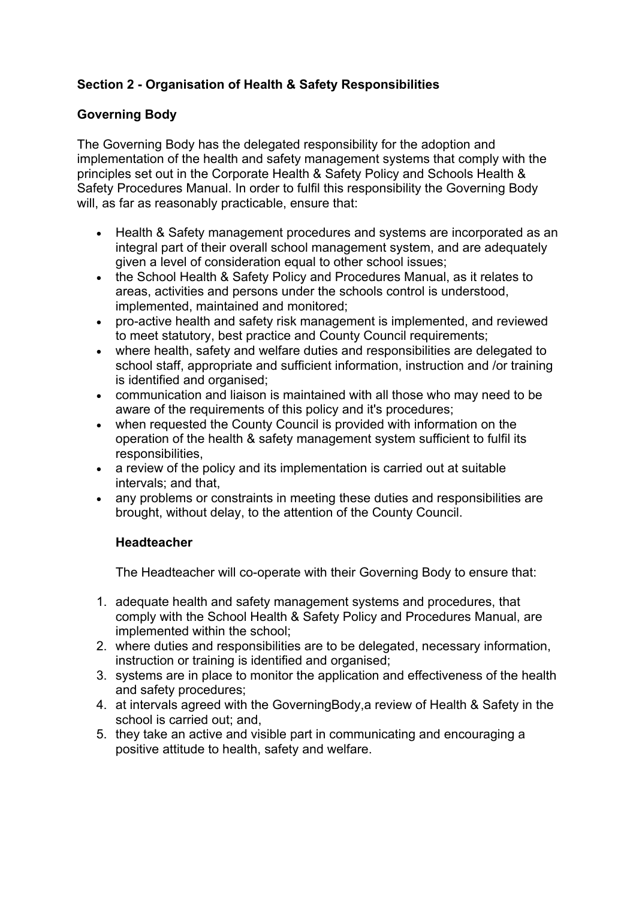## Section 2 - Organisation of Health & Safety Responsibilities

### Governing Body

The Governing Body has the delegated responsibility for the adoption and implementation of the health and safety management systems that comply with the principles set out in the Corporate Health & Safety Policy and Schools Health & Safety Procedures Manual. In order to fulfil this responsibility the Governing Body will, as far as reasonably practicable, ensure that:

- Health & Safety management procedures and systems are incorporated as an integral part of their overall school management system, and are adequately given a level of consideration equal to other school issues;
- the School Health & Safety Policy and Procedures Manual, as it relates to areas, activities and persons under the schools control is understood, implemented, maintained and monitored;
- pro-active health and safety risk management is implemented, and reviewed to meet statutory, best practice and County Council requirements;
- where health, safety and welfare duties and responsibilities are delegated to school staff, appropriate and sufficient information, instruction and /or training is identified and organised;
- communication and liaison is maintained with all those who may need to be aware of the requirements of this policy and it's procedures;
- when requested the County Council is provided with information on the operation of the health & safety management system sufficient to fulfil its responsibilities,
- a review of the policy and its implementation is carried out at suitable intervals; and that,
- any problems or constraints in meeting these duties and responsibilities are brought, without delay, to the attention of the County Council.

### Headteacher

The Headteacher will co-operate with their Governing Body to ensure that:

1. adequate health and safety management systems and procedures, that comply with the School Health & Safety Policy and Procedures Manual, are implemented within the school;
2. where duties and responsibilities are to be delegated, necessary information, instruction or training is identified and organised;
3. systems are in place to monitor the application and effectiveness of the health and safety procedures;
4. at intervals agreed with the GoverningBody,a review of Health & Safety in the school is carried out; and,
5. they take an active and visible part in communicating and encouraging a positive attitude to health, safety and welfare.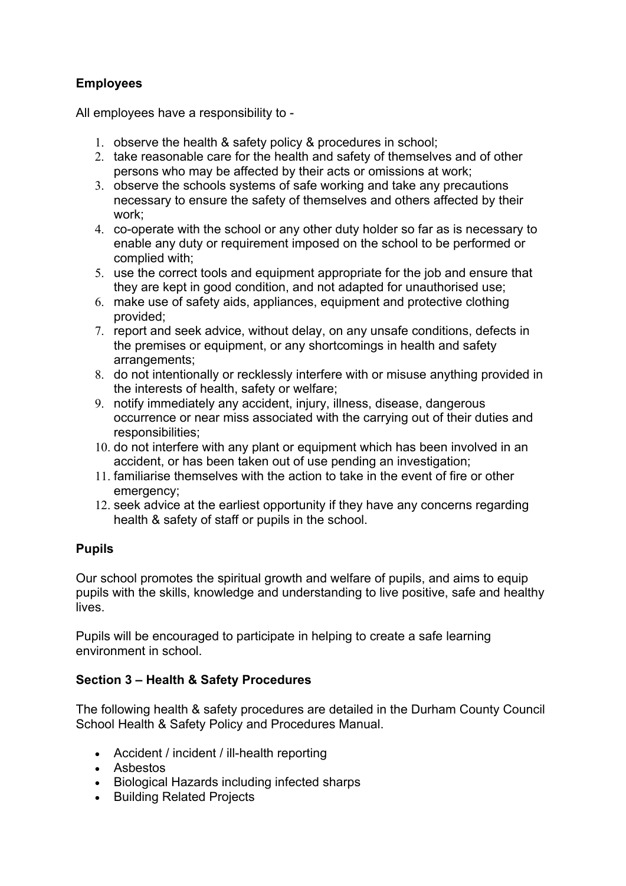**Employees**

All employees have a responsibility to -

1. observe the health & safety policy & procedures in school;
2. take reasonable care for the health and safety of themselves and of other persons who may be affected by their acts or omissions at work;
3. observe the schools systems of safe working and take any precautions necessary to ensure the safety of themselves and others affected by their work;
4. co-operate with the school or any other duty holder so far as is necessary to enable any duty or requirement imposed on the school to be performed or complied with;
5. use the correct tools and equipment appropriate for the job and ensure that they are kept in good condition, and not adapted for unauthorised use;
6. make use of safety aids, appliances, equipment and protective clothing provided;
7. report and seek advice, without delay, on any unsafe conditions, defects in the premises or equipment, or any shortcomings in health and safety arrangements;
8. do not intentionally or recklessly interfere with or misuse anything provided in the interests of health, safety or welfare;
9. notify immediately any accident, injury, illness, disease, dangerous occurrence or near miss associated with the carrying out of their duties and responsibilities;
10. do not interfere with any plant or equipment which has been involved in an accident, or has been taken out of use pending an investigation;
11. familiarise themselves with the action to take in the event of fire or other emergency;
12. seek advice at the earliest opportunity if they have any concerns regarding health & safety of staff or pupils in the school.

**Pupils**

Our school promotes the spiritual growth and welfare of pupils, and aims to equip pupils with the skills, knowledge and understanding to live positive, safe and healthy lives.

Pupils will be encouraged to participate in helping to create a safe learning environment in school.

## Section 3 – Health & Safety Procedures

The following health & safety procedures are detailed in the Durham County Council School Health & Safety Policy and Procedures Manual.

- Accident / incident / ill-health reporting
- Asbestos
- Biological Hazards including infected sharps
- Building Related Projects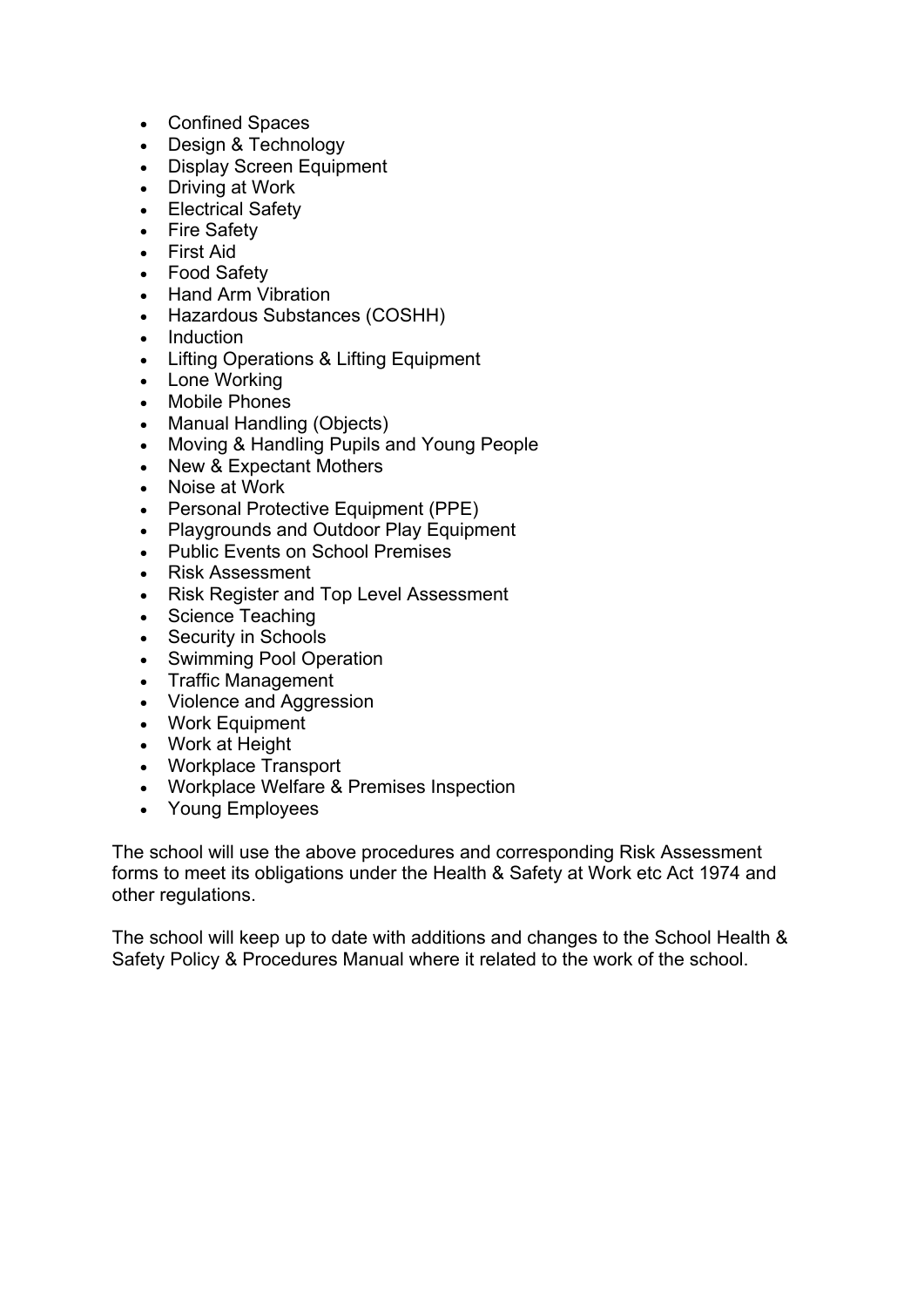- Confined Spaces
- Design & Technology
- Display Screen Equipment
- Driving at Work
- Electrical Safety
- Fire Safety
- First Aid
- Food Safety
- Hand Arm Vibration
- Hazardous Substances (COSHH)
- Induction
- Lifting Operations & Lifting Equipment
- Lone Working
- Mobile Phones
- Manual Handling (Objects)
- Moving & Handling Pupils and Young People
- New & Expectant Mothers
- Noise at Work
- Personal Protective Equipment (PPE)
- Playgrounds and Outdoor Play Equipment
- Public Events on School Premises
- Risk Assessment
- Risk Register and Top Level Assessment
- Science Teaching
- Security in Schools
- Swimming Pool Operation
- Traffic Management
- Violence and Aggression
- Work Equipment
- Work at Height
- Workplace Transport
- Workplace Welfare & Premises Inspection
- Young Employees

The school will use the above procedures and corresponding Risk Assessment forms to meet its obligations under the Health & Safety at Work etc Act 1974 and other regulations.

The school will keep up to date with additions and changes to the School Health & Safety Policy & Procedures Manual where it related to the work of the school.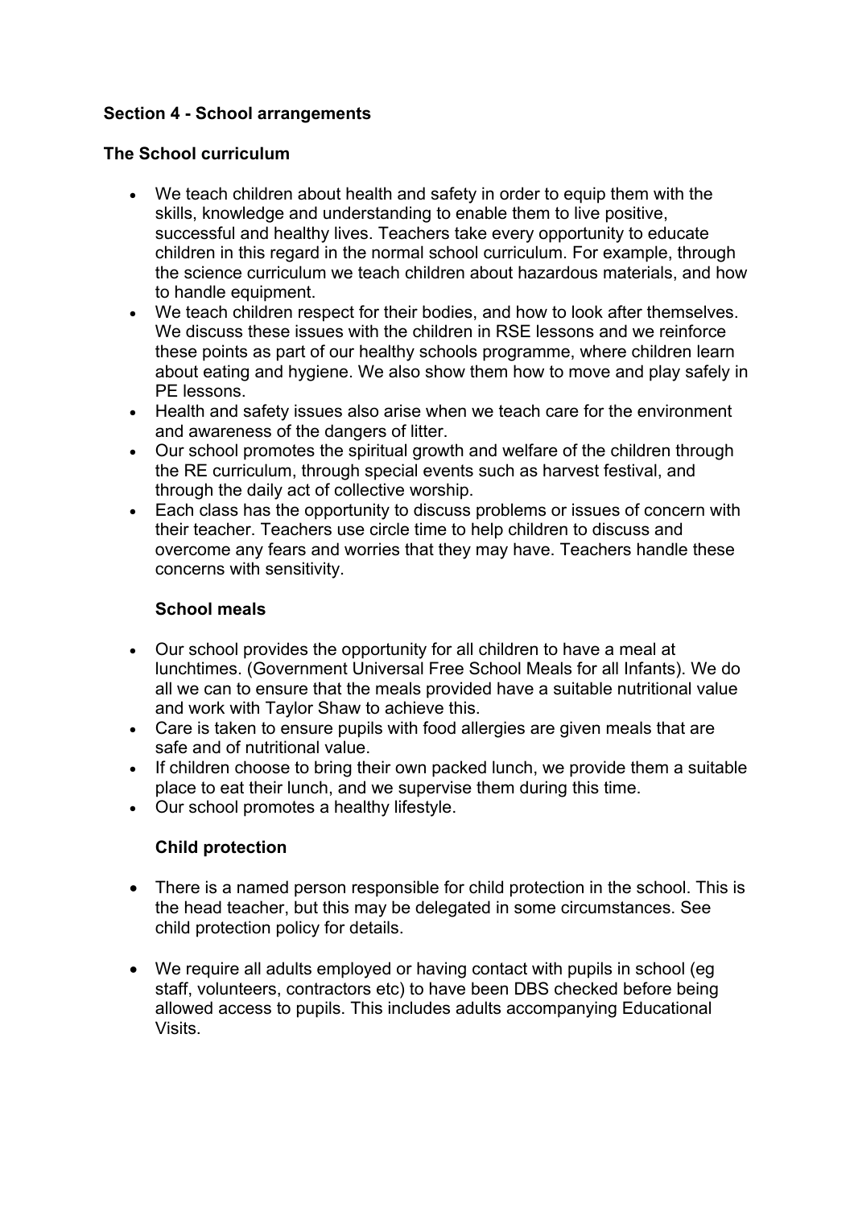## Section 4 - School arrangements

### The School curriculum

- We teach children about health and safety in order to equip them with the skills, knowledge and understanding to enable them to live positive, successful and healthy lives. Teachers take every opportunity to educate children in this regard in the normal school curriculum. For example, through the science curriculum we teach children about hazardous materials, and how to handle equipment.
- We teach children respect for their bodies, and how to look after themselves. We discuss these issues with the children in RSE lessons and we reinforce these points as part of our healthy schools programme, where children learn about eating and hygiene. We also show them how to move and play safely in PE lessons.
- Health and safety issues also arise when we teach care for the environment and awareness of the dangers of litter.
- Our school promotes the spiritual growth and welfare of the children through the RE curriculum, through special events such as harvest festival, and through the daily act of collective worship.
- Each class has the opportunity to discuss problems or issues of concern with their teacher. Teachers use circle time to help children to discuss and overcome any fears and worries that they may have. Teachers handle these concerns with sensitivity.

### School meals

- Our school provides the opportunity for all children to have a meal at lunchtimes. (Government Universal Free School Meals for all Infants). We do all we can to ensure that the meals provided have a suitable nutritional value and work with Taylor Shaw to achieve this.
- Care is taken to ensure pupils with food allergies are given meals that are safe and of nutritional value.
- If children choose to bring their own packed lunch, we provide them a suitable place to eat their lunch, and we supervise them during this time.
- Our school promotes a healthy lifestyle.

### Child protection

- There is a named person responsible for child protection in the school. This is the head teacher, but this may be delegated in some circumstances. See child protection policy for details.

- We require all adults employed or having contact with pupils in school (eg staff, volunteers, contractors etc) to have been DBS checked before being allowed access to pupils. This includes adults accompanying Educational Visits.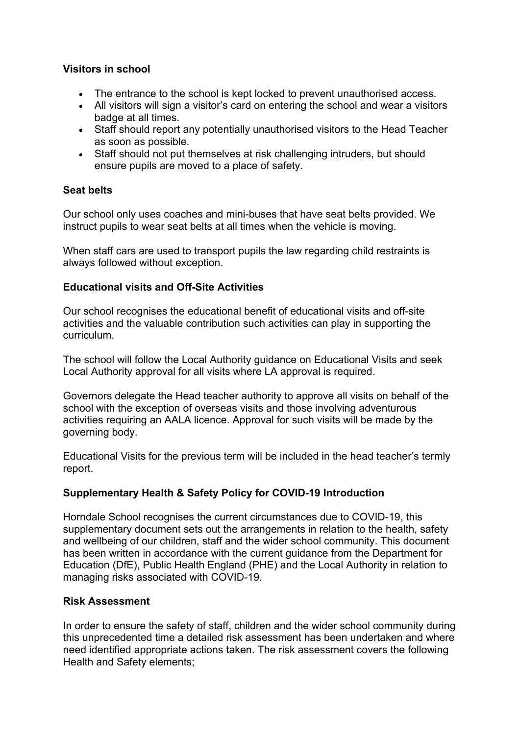**Visitors in school**

- The entrance to the school is kept locked to prevent unauthorised access.
- All visitors will sign a visitor's card on entering the school and wear a visitors badge at all times.
- Staff should report any potentially unauthorised visitors to the Head Teacher as soon as possible.
- Staff should not put themselves at risk challenging intruders, but should ensure pupils are moved to a place of safety.

**Seat belts**

Our school only uses coaches and mini-buses that have seat belts provided. We instruct pupils to wear seat belts at all times when the vehicle is moving.

When staff cars are used to transport pupils the law regarding child restraints is always followed without exception.

**Educational visits and Off-Site Activities**

Our school recognises the educational benefit of educational visits and off-site activities and the valuable contribution such activities can play in supporting the curriculum.

The school will follow the Local Authority guidance on Educational Visits and seek Local Authority approval for all visits where LA approval is required.

Governors delegate the Head teacher authority to approve all visits on behalf of the school with the exception of overseas visits and those involving adventurous activities requiring an AALA licence. Approval for such visits will be made by the governing body.

Educational Visits for the previous term will be included in the head teacher's termly report.

**Supplementary Health & Safety Policy for COVID-19 Introduction**

Horndale School recognises the current circumstances due to COVID-19, this supplementary document sets out the arrangements in relation to the health, safety and wellbeing of our children, staff and the wider school community. This document has been written in accordance with the current guidance from the Department for Education (DfE), Public Health England (PHE) and the Local Authority in relation to managing risks associated with COVID-19.

**Risk Assessment**

In order to ensure the safety of staff, children and the wider school community during this unprecedented time a detailed risk assessment has been undertaken and where need identified appropriate actions taken. The risk assessment covers the following Health and Safety elements;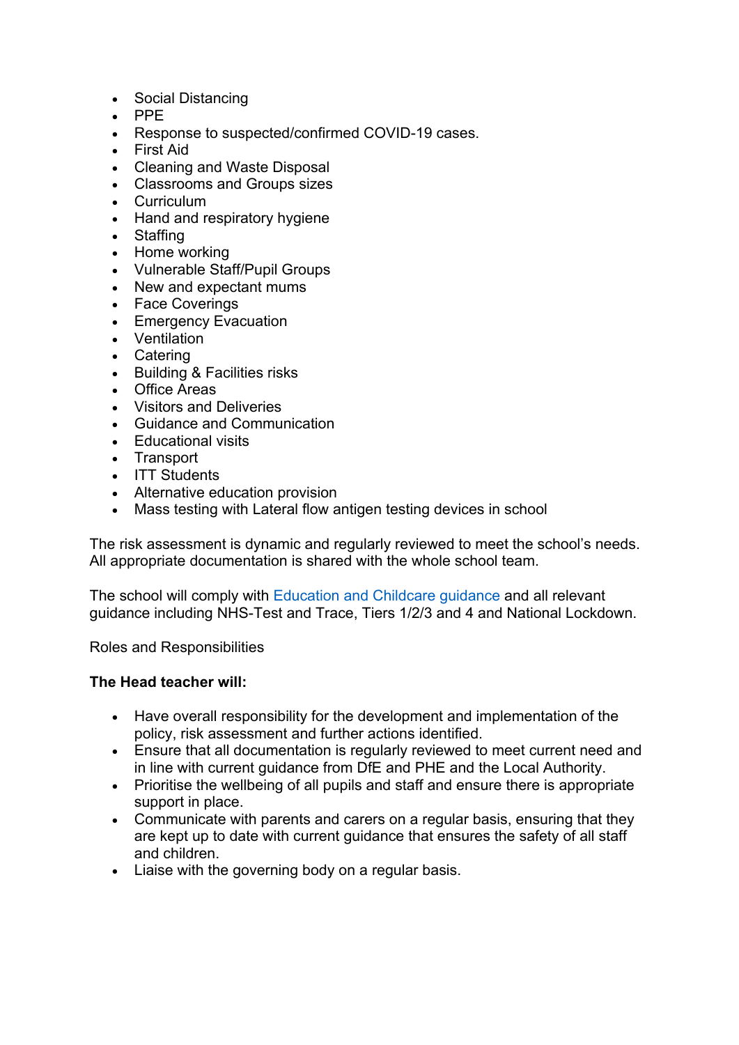- Social Distancing
- PPE
- Response to suspected/confirmed COVID-19 cases.
- First Aid
- Cleaning and Waste Disposal
- Classrooms and Groups sizes
- Curriculum
- Hand and respiratory hygiene
- Staffing
- Home working
- Vulnerable Staff/Pupil Groups
- New and expectant mums
- Face Coverings
- Emergency Evacuation
- Ventilation
- Catering
- Building & Facilities risks
- Office Areas
- Visitors and Deliveries
- Guidance and Communication
- Educational visits
- Transport
- ITT Students
- Alternative education provision
- Mass testing with Lateral flow antigen testing devices in school

The risk assessment is dynamic and regularly reviewed to meet the school's needs. All appropriate documentation is shared with the whole school team.

The school will comply with Education and Childcare guidance and all relevant guidance including NHS-Test and Trace, Tiers 1/2/3 and 4 and National Lockdown.

Roles and Responsibilities

**The Head teacher will:**

- Have overall responsibility for the development and implementation of the policy, risk assessment and further actions identified.
- Ensure that all documentation is regularly reviewed to meet current need and in line with current guidance from DfE and PHE and the Local Authority.
- Prioritise the wellbeing of all pupils and staff and ensure there is appropriate support in place.
- Communicate with parents and carers on a regular basis, ensuring that they are kept up to date with current guidance that ensures the safety of all staff and children.
- Liaise with the governing body on a regular basis.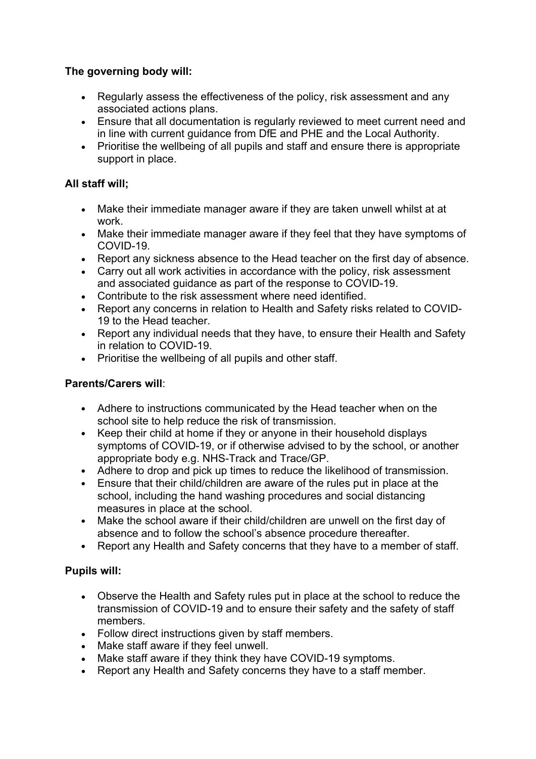**The governing body will:**

- Regularly assess the effectiveness of the policy, risk assessment and any associated actions plans.
- Ensure that all documentation is regularly reviewed to meet current need and in line with current guidance from DfE and PHE and the Local Authority.
- Prioritise the wellbeing of all pupils and staff and ensure there is appropriate support in place.

**All staff will;**

- Make their immediate manager aware if they are taken unwell whilst at at work.
- Make their immediate manager aware if they feel that they have symptoms of COVID-19.
- Report any sickness absence to the Head teacher on the first day of absence.
- Carry out all work activities in accordance with the policy, risk assessment and associated guidance as part of the response to COVID-19.
- Contribute to the risk assessment where need identified.
- Report any concerns in relation to Health and Safety risks related to COVID-19 to the Head teacher.
- Report any individual needs that they have, to ensure their Health and Safety in relation to COVID-19.
- Prioritise the wellbeing of all pupils and other staff.

**Parents/Carers will**:

- Adhere to instructions communicated by the Head teacher when on the school site to help reduce the risk of transmission.
- Keep their child at home if they or anyone in their household displays symptoms of COVID-19, or if otherwise advised to by the school, or another appropriate body e.g. NHS-Track and Trace/GP.
- Adhere to drop and pick up times to reduce the likelihood of transmission.
- Ensure that their child/children are aware of the rules put in place at the school, including the hand washing procedures and social distancing measures in place at the school.
- Make the school aware if their child/children are unwell on the first day of absence and to follow the school's absence procedure thereafter.
- Report any Health and Safety concerns that they have to a member of staff.

**Pupils will:**

- Observe the Health and Safety rules put in place at the school to reduce the transmission of COVID-19 and to ensure their safety and the safety of staff members.
- Follow direct instructions given by staff members.
- Make staff aware if they feel unwell.
- Make staff aware if they think they have COVID-19 symptoms.
- Report any Health and Safety concerns they have to a staff member.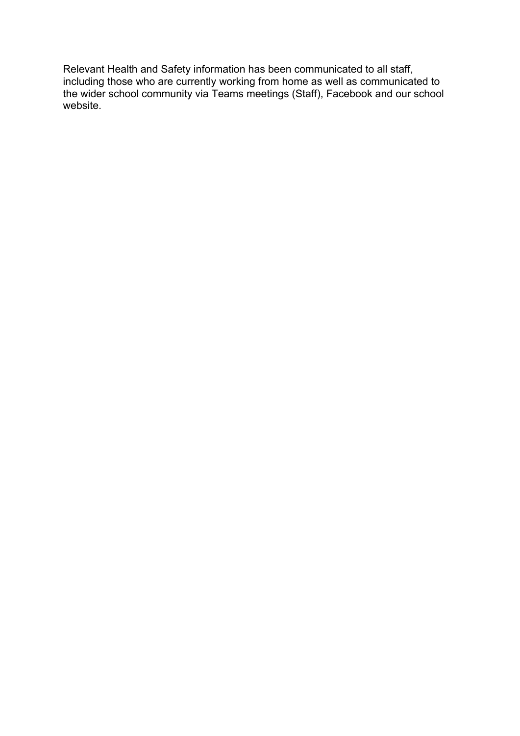Relevant Health and Safety information has been communicated to all staff, including those who are currently working from home as well as communicated to the wider school community via Teams meetings (Staff), Facebook and our school website.